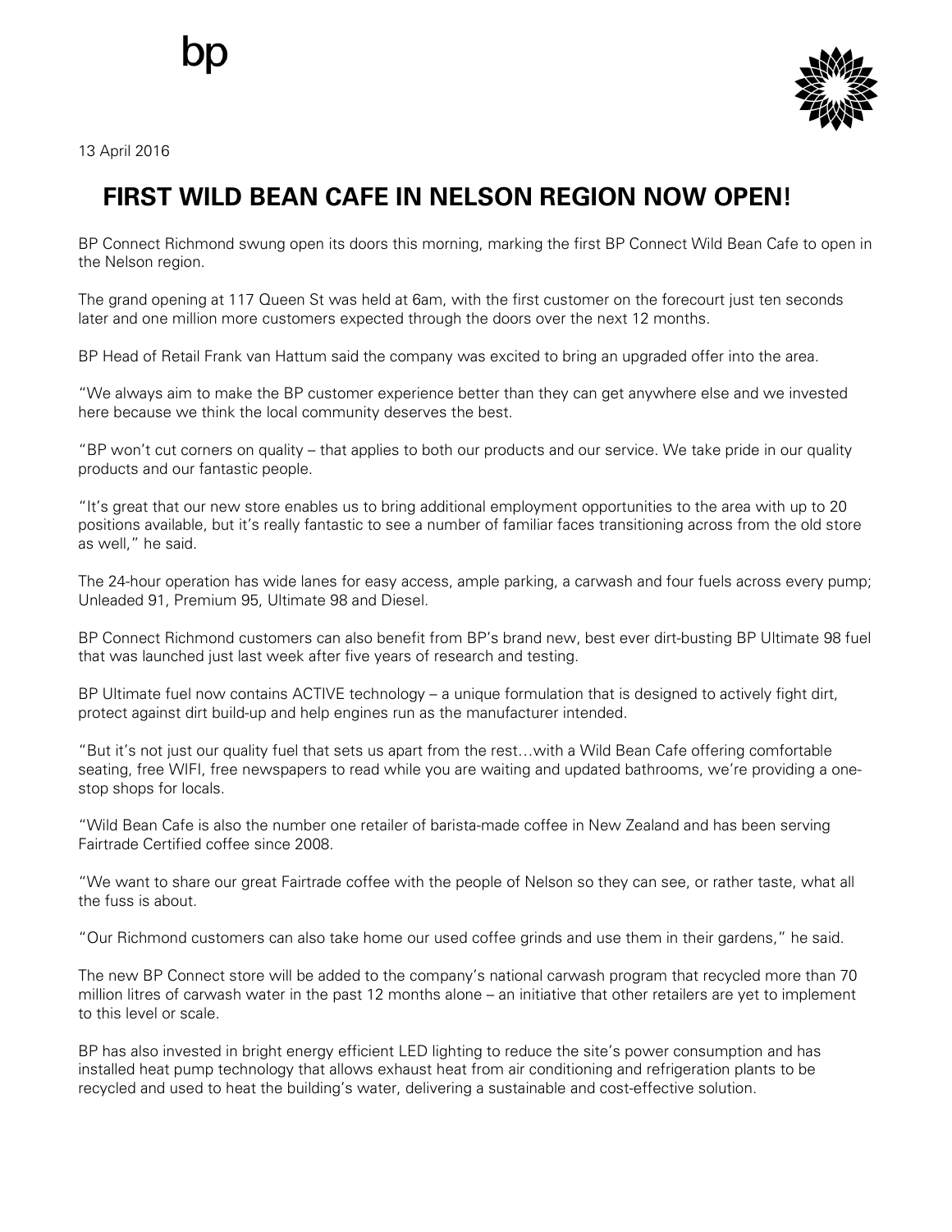13 April 2016

# FIRST WILD BEAN CAFE IN NELSON REGION NOW OPEN!

BP Connect Richmond swung open its doors this morning, marking the first BP Connect Wild Bean Cafe to open in the Nelson region.

The grand opening at 117 Queen St was held at 6am, with the first customer on the forecourt just ten seconds later and one million more customers expected through the doors over the next 12 months.

BP Head of Retail Frank van Hattum said the company was excited to bring an upgraded offer into the area.

"We always aim to make the BP customer experience better than they can get anywhere else and we invested here because we think the local community deserves the best.

"BP won't cut corners on quality – that applies to both our products and our service. We take pride in our quality products and our fantastic people.

"It's great that our new store enables us to bring additional employment opportunities to the area with up to 20 positions available, but it's really fantastic to see a number of familiar faces transitioning across from the old store as well," he said.

The 24-hour operation has wide lanes for easy access, ample parking, a carwash and four fuels across every pump; Unleaded 91, Premium 95, Ultimate 98 and Diesel.

BP Connect Richmond customers can also benefit from BP's brand new, best ever dirt-busting BP Ultimate 98 fuel that was launched just last week after five years of research and testing.

BP Ultimate fuel now contains ACTIVE technology – a unique formulation that is designed to actively fight dirt, protect against dirt build-up and help engines run as the manufacturer intended.

"But it's not just our quality fuel that sets us apart from the rest…with a Wild Bean Cafe offering comfortable seating, free WIFI, free newspapers to read while you are waiting and updated bathrooms, we're providing a one-stop shops for locals.

"Wild Bean Cafe is also the number one retailer of barista-made coffee in New Zealand and has been serving Fairtrade Certified coffee since 2008.

"We want to share our great Fairtrade coffee with the people of Nelson so they can see, or rather taste, what all the fuss is about.

"Our Richmond customers can also take home our used coffee grinds and use them in their gardens," he said.

The new BP Connect store will be added to the company's national carwash program that recycled more than 70 million litres of carwash water in the past 12 months alone – an initiative that other retailers are yet to implement to this level or scale.

BP has also invested in bright energy efficient LED lighting to reduce the site's power consumption and has installed heat pump technology that allows exhaust heat from air conditioning and refrigeration plants to be recycled and used to heat the building's water, delivering a sustainable and cost-effective solution.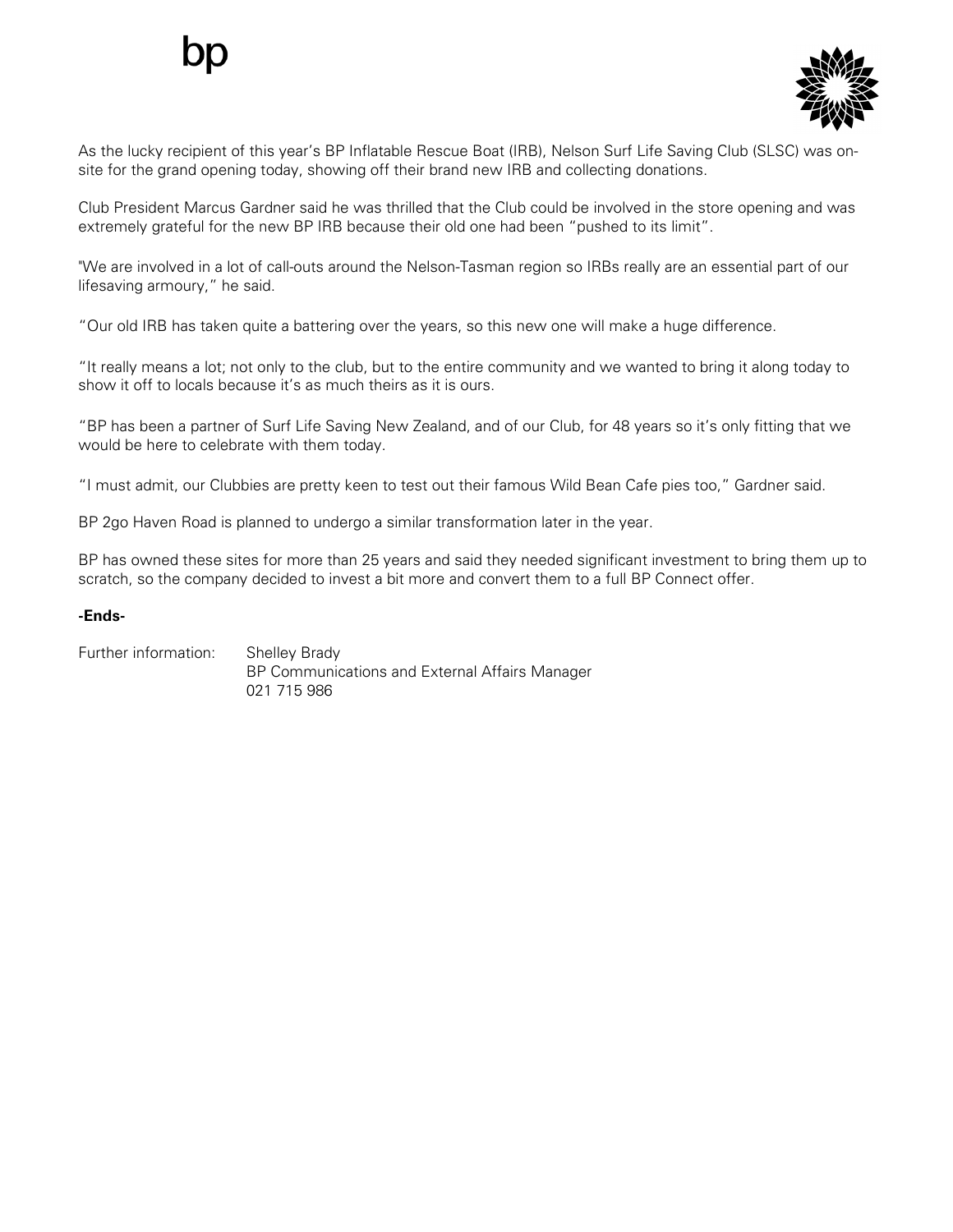As the lucky recipient of this year's BP Inflatable Rescue Boat (IRB), Nelson Surf Life Saving Club (SLSC) was on-site for the grand opening today, showing off their brand new IRB and collecting donations.

Club President Marcus Gardner said he was thrilled that the Club could be involved in the store opening and was extremely grateful for the new BP IRB because their old one had been "pushed to its limit".

"We are involved in a lot of call-outs around the Nelson-Tasman region so IRBs really are an essential part of our lifesaving armoury," he said.

"Our old IRB has taken quite a battering over the years, so this new one will make a huge difference.

"It really means a lot; not only to the club, but to the entire community and we wanted to bring it along today to show it off to locals because it's as much theirs as it is ours.

"BP has been a partner of Surf Life Saving New Zealand, and of our Club, for 48 years so it's only fitting that we would be here to celebrate with them today.

"I must admit, our Clubbies are pretty keen to test out their famous Wild Bean Cafe pies too," Gardner said.

BP 2go Haven Road is planned to undergo a similar transformation later in the year.

BP has owned these sites for more than 25 years and said they needed significant investment to bring them up to scratch, so the company decided to invest a bit more and convert them to a full BP Connect offer.

**-Ends-**

Further information: Shelley Brady
BP Communications and External Affairs Manager
021 715 986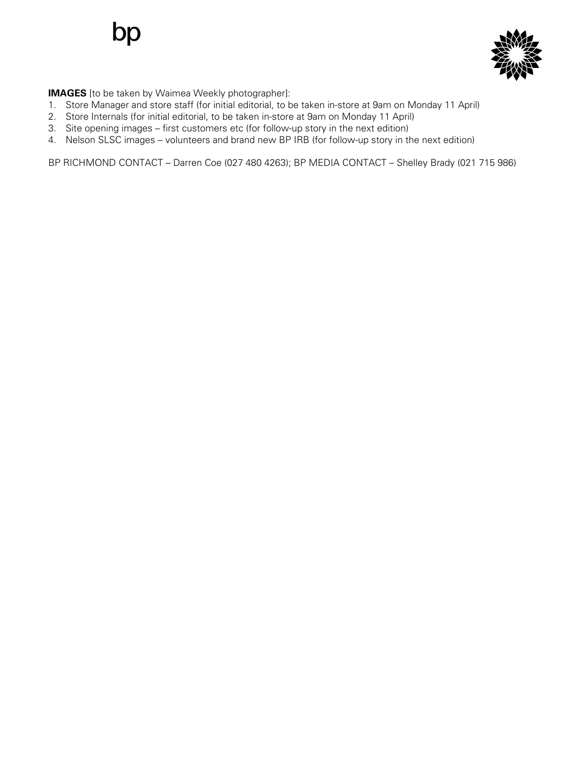**IMAGES** [to be taken by Waimea Weekly photographer]:

1. Store Manager and store staff (for initial editorial, to be taken in-store at 9am on Monday 11 April)
2. Store Internals (for initial editorial, to be taken in-store at 9am on Monday 11 April)
3. Site opening images – first customers etc (for follow-up story in the next edition)
4. Nelson SLSC images – volunteers and brand new BP IRB (for follow-up story in the next edition)

BP RICHMOND CONTACT – Darren Coe (027 480 4263); BP MEDIA CONTACT – Shelley Brady (021 715 986)